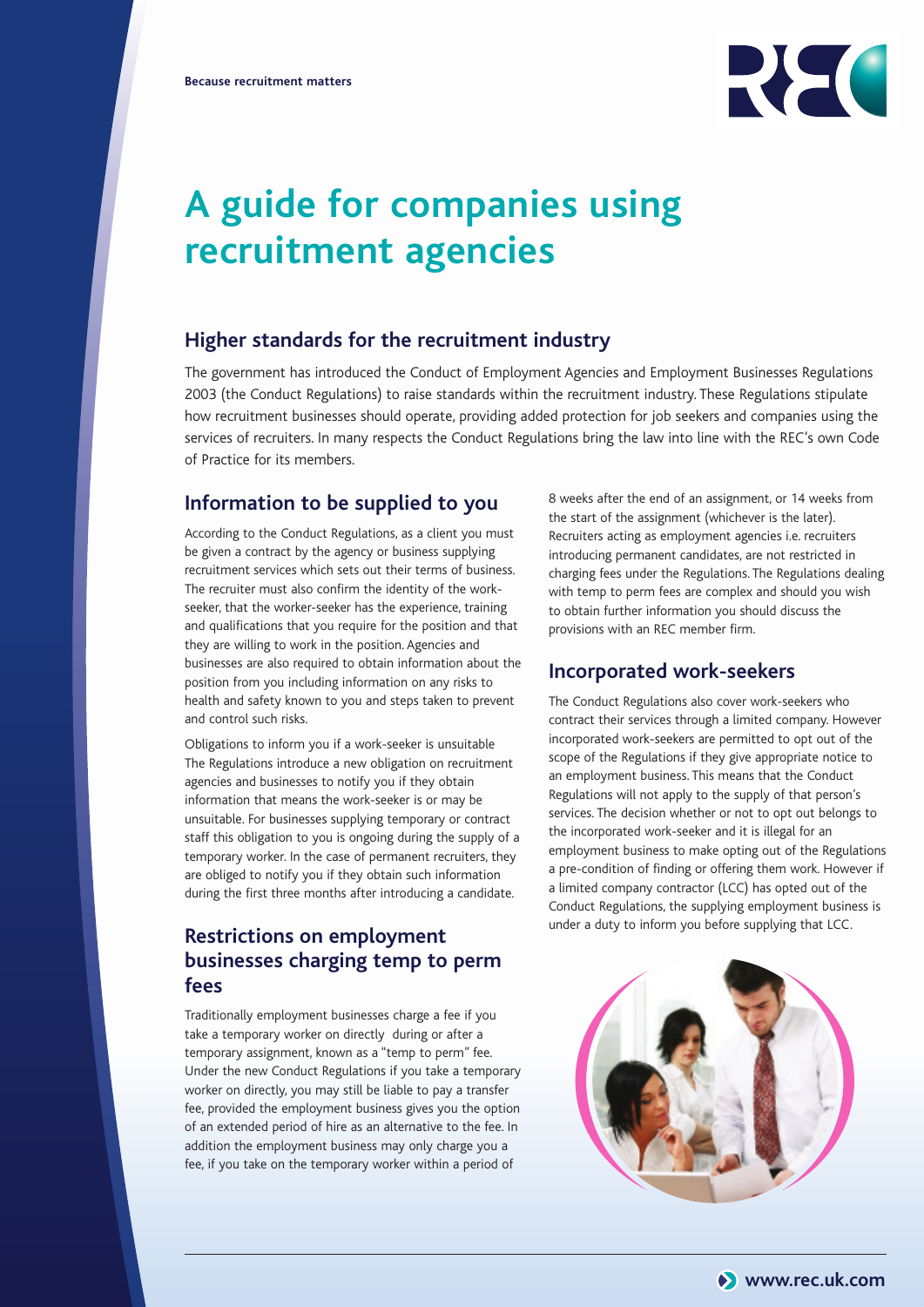Because recruitment matters

# A guide for companies using recruitment agencies

## Higher standards for the recruitment industry

The government has introduced the Conduct of Employment Agencies and Employment Businesses Regulations 2003 (the Conduct Regulations) to raise standards within the recruitment industry. These Regulations stipulate how recruitment businesses should operate, providing added protection for job seekers and companies using the services of recruiters. In many respects the Conduct Regulations bring the law into line with the REC's own Code of Practice for its members.

## Information to be supplied to you

According to the Conduct Regulations, as a client you must be given a contract by the agency or business supplying recruitment services which sets out their terms of business. The recruiter must also confirm the identity of the work-seeker, that the worker-seeker has the experience, training and qualifications that you require for the position and that they are willing to work in the position. Agencies and businesses are also required to obtain information about the position from you including information on any risks to health and safety known to you and steps taken to prevent and control such risks.

Obligations to inform you if a work-seeker is unsuitable
The Regulations introduce a new obligation on recruitment agencies and businesses to notify you if they obtain information that means the work-seeker is or may be unsuitable. For businesses supplying temporary or contract staff this obligation to you is ongoing during the supply of a temporary worker. In the case of permanent recruiters, they are obliged to notify you if they obtain such information during the first three months after introducing a candidate.

## Restrictions on employment businesses charging temp to perm fees

Traditionally employment businesses charge a fee if you take a temporary worker on directly during or after a temporary assignment, known as a "temp to perm" fee. Under the new Conduct Regulations if you take a temporary worker on directly, you may still be liable to pay a transfer fee, provided the employment business gives you the option of an extended period of hire as an alternative to the fee. In addition the employment business may only charge you a fee, if you take on the temporary worker within a period of 8 weeks after the end of an assignment, or 14 weeks from the start of the assignment (whichever is the later). Recruiters acting as employment agencies i.e. recruiters introducing permanent candidates, are not restricted in charging fees under the Regulations. The Regulations dealing with temp to perm fees are complex and should you wish to obtain further information you should discuss the provisions with an REC member firm.

## Incorporated work-seekers

The Conduct Regulations also cover work-seekers who contract their services through a limited company. However incorporated work-seekers are permitted to opt out of the scope of the Regulations if they give appropriate notice to an employment business. This means that the Conduct Regulations will not apply to the supply of that person's services. The decision whether or not to opt out belongs to the incorporated work-seeker and it is illegal for an employment business to make opting out of the Regulations a pre-condition of finding or offering them work. However if a limited company contractor (LCC) has opted out of the Conduct Regulations, the supplying employment business is under a duty to inform you before supplying that LCC.

www.rec.uk.com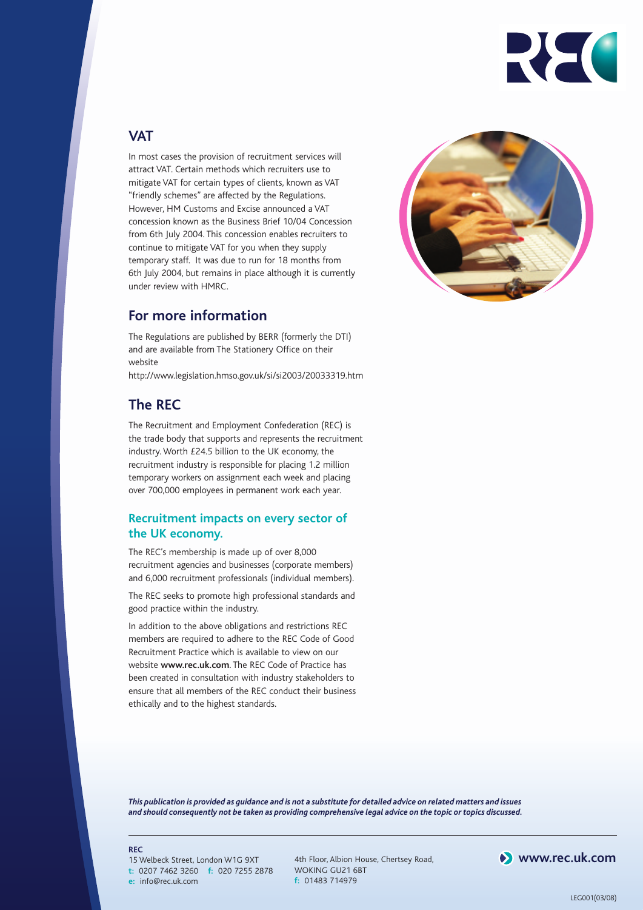## VAT

In most cases the provision of recruitment services will attract VAT. Certain methods which recruiters use to mitigate VAT for certain types of clients, known as VAT "friendly schemes" are affected by the Regulations. However, HM Customs and Excise announced a VAT concession known as the Business Brief 10/04 Concession from 6th July 2004. This concession enables recruiters to continue to mitigate VAT for you when they supply temporary staff. It was due to run for 18 months from 6th July 2004, but remains in place although it is currently under review with HMRC.

## For more information

The Regulations are published by BERR (formerly the DTI) and are available from The Stationery Office on their website
http://www.legislation.hmso.gov.uk/si/si2003/20033319.htm

## The REC

The Recruitment and Employment Confederation (REC) is the trade body that supports and represents the recruitment industry. Worth £24.5 billion to the UK economy, the recruitment industry is responsible for placing 1.2 million temporary workers on assignment each week and placing over 700,000 employees in permanent work each year.

### Recruitment impacts on every sector of the UK economy.

The REC's membership is made up of over 8,000 recruitment agencies and businesses (corporate members) and 6,000 recruitment professionals (individual members).

The REC seeks to promote high professional standards and good practice within the industry.

In addition to the above obligations and restrictions REC members are required to adhere to the REC Code of Good Recruitment Practice which is available to view on our website **www.rec.uk.com**. The REC Code of Practice has been created in consultation with industry stakeholders to ensure that all members of the REC conduct their business ethically and to the highest standards.

***This publication is provided as guidance and is not a substitute for detailed advice on related matters and issues and should consequently not be taken as providing comprehensive legal advice on the topic or topics discussed.***

**REC**
15 Welbeck Street, London W1G 9XT
t: 0207 7462 3260 f: 020 7255 2878
e: info@rec.uk.com

4th Floor, Albion House, Chertsey Road,
WOKING GU21 6BT
f: 01483 714979

**www.rec.uk.com**

LEG001(03/08)